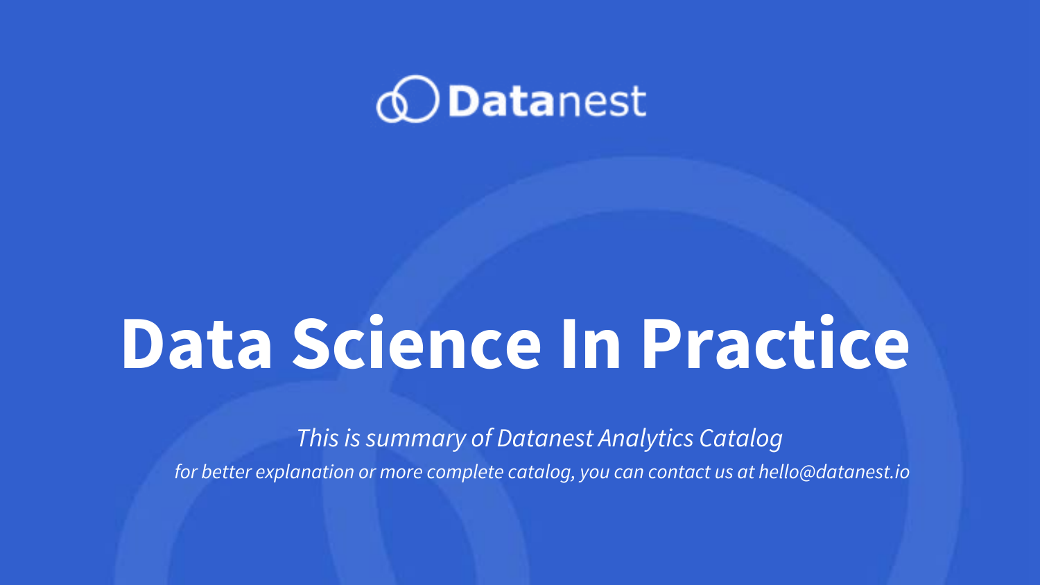Datanest

# Data Science In Practice

*This is summary of Datanest Analytics Catalog*

*for better explanation or more complete catalog, you can contact us at hello@datanest.io*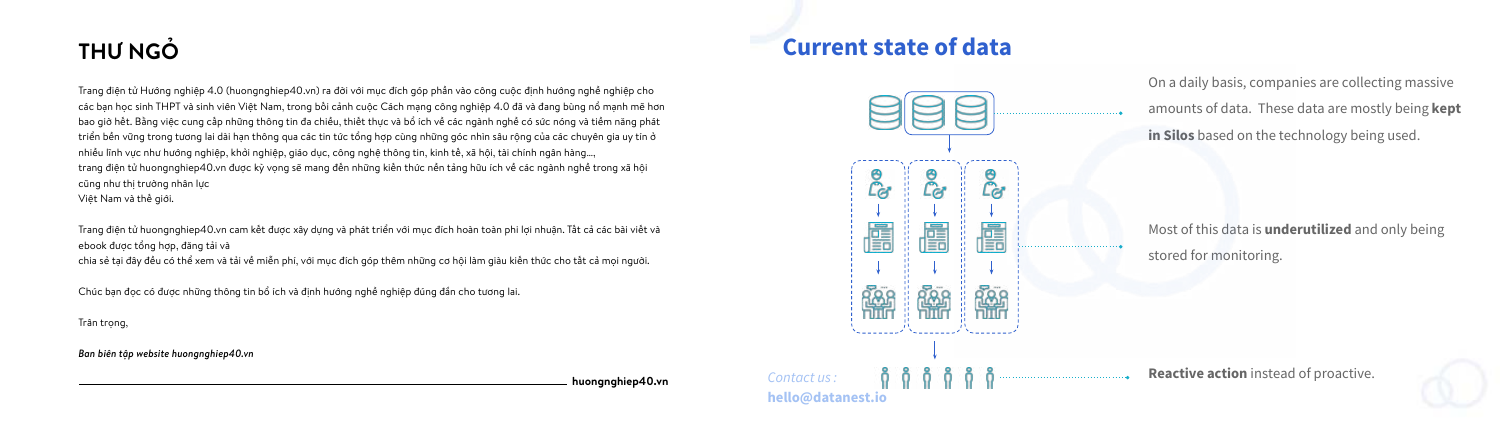# THƯ NGỎ

Trang điện tử Hướng nghiệp 4.0 (huongnghiep40.vn) ra đời với mục đích góp phần vào công cuộc định hướng nghề nghiệp cho các bạn học sinh THPT và sinh viên Việt Nam, trong bối cảnh cuộc Cách mạng công nghiệp 4.0 đã và đang bùng nổ mạnh mẽ hơn bao giờ hết. Bằng việc cung cấp những thông tin đa chiều, thiết thực và bổ ích về các ngành nghề có sức nóng và tiềm năng phát triển bền vững trong tương lai dài hạn thông qua các tin tức tổng hợp cùng những góc nhìn sâu rộng của các chuyên gia uy tín ở nhiều lĩnh vực như hướng nghiệp, khởi nghiệp, giáo dục, công nghệ thông tin, kinh tế, xã hội, tài chính ngân hàng..., trang điện tử huongnghiep40.vn được kỳ vọng sẽ mang đến những kiến thức nền tảng hữu ích về các ngành nghề trong xã hội cũng như thị trường nhân lực
Việt Nam và thế giới.

Trang điện tử huongnghiep40.vn cam kết được xây dựng và phát triển với mục đích hoàn toàn phi lợi nhuận. Tất cả các bài viết và ebook được tổng hợp, đăng tải và
chia sẻ tại đây đều có thể xem và tải về miễn phí, với mục đích góp thêm những cơ hội làm giàu kiến thức cho tất cả mọi người.

Chúc bạn đọc có được những thông tin bổ ích và định hướng nghề nghiệp đúng đắn cho tương lai.

Trân trọng,

*Ban biên tập website huongnghiep40.vn*

**huongnghiep40.vn**

## Current state of data

On a daily basis, companies are collecting massive amounts of data. These data are mostly being **kept in Silos** based on the technology being used.

Most of this data is **underutilized** and only being stored for monitoring.

**Reactive action** instead of proactive.

*Contact us :*
**hello@datanest.io**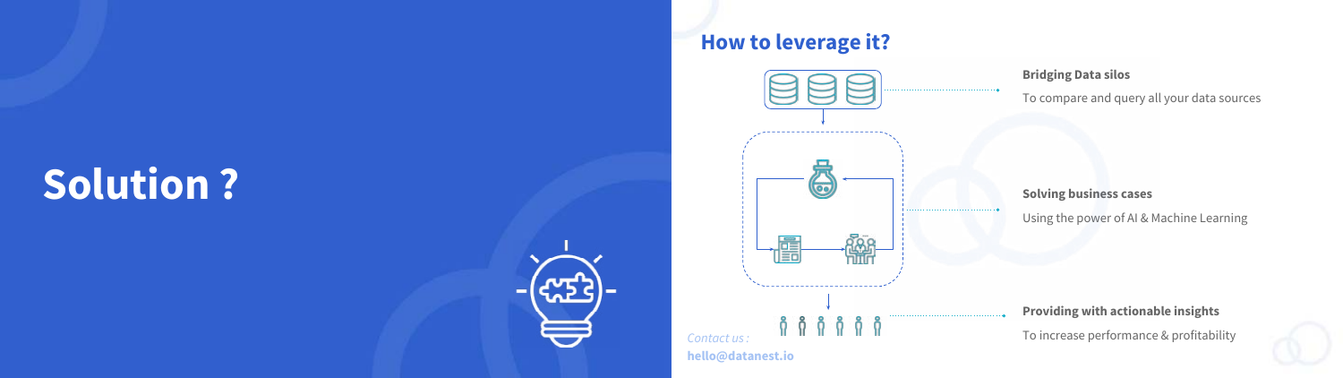# Solution ?

## How to leverage it?

**Bridging Data silos**

To compare and query all your data sources

**Solving business cases**

Using the power of AI & Machine Learning

**Providing with actionable insights**

To increase performance & profitability

*Contact us :*

**hello@datanest.io**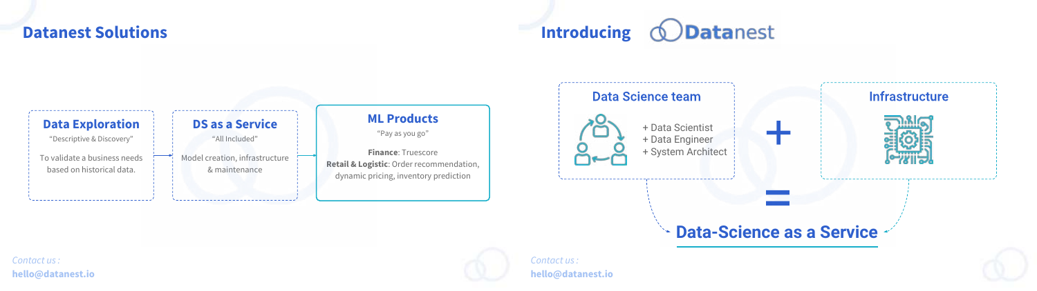## Datanest Solutions

**Data Exploration**

"Descriptive & Discovery"

To validate a business needs based on historical data.

→

**DS as a Service**

"All Included"

Model creation, infrastructure & maintenance

→

**ML Products**

"Pay as you go"

**Finance**: Truescore

**Retail & Logistic**: Order recommendation, dynamic pricing, inventory prediction

*Contact us :*

**hello@datanest.io**

## Introducing Datanest

**Data Science team**

+ Data Scientist
+ Data Engineer
+ System Architect

+

**Infrastructure**

=

**Data-Science as a Service**

*Contact us :*

**hello@datanest.io**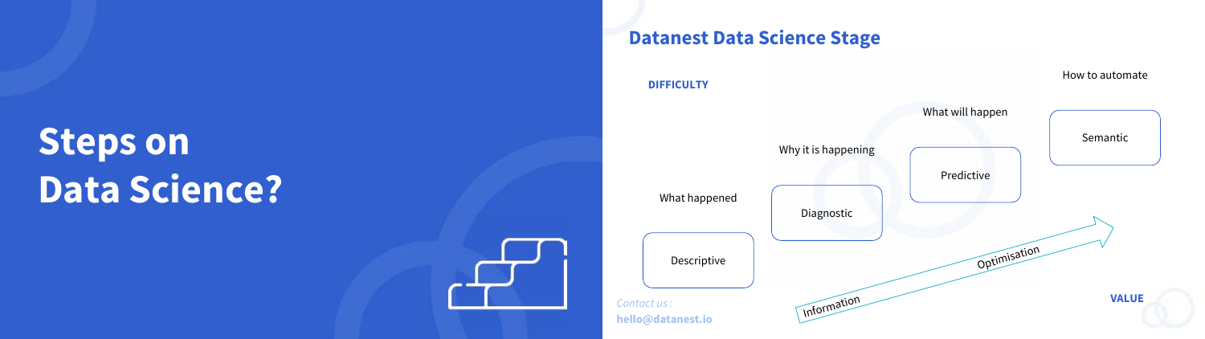# Steps on Data Science?

## Datanest Data Science Stage

**DIFFICULTY**

What happened

Descriptive

Why it is happening

Diagnostic

What will happen

Predictive

How to automate

Semantic

Information → Optimisation

**VALUE**

*Contact us :*

**hello@datanest.io**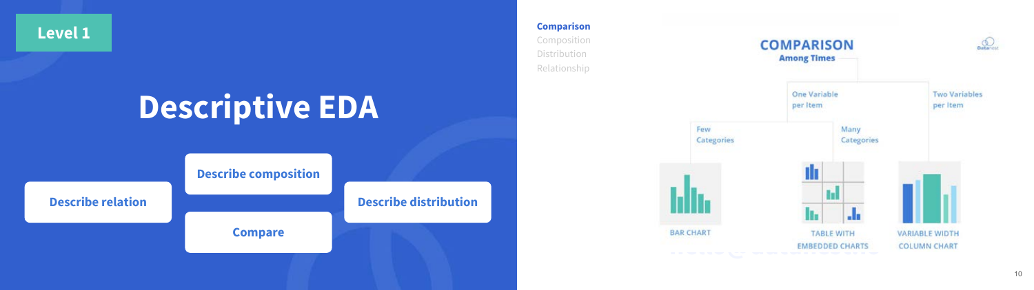Level 1

# Descriptive EDA

- Describe relation
- Describe composition
- Compare
- Describe distribution

**Comparison**
Composition
Distribution
Relationship

## COMPARISON

**Among Times**

- One Variable per Item
  - Few Categories
    - BAR CHART
  - Many Categories
    - TABLE WITH EMBEDDED CHARTS
- Two Variables per Item
  - VARIABLE WIDTH COLUMN CHART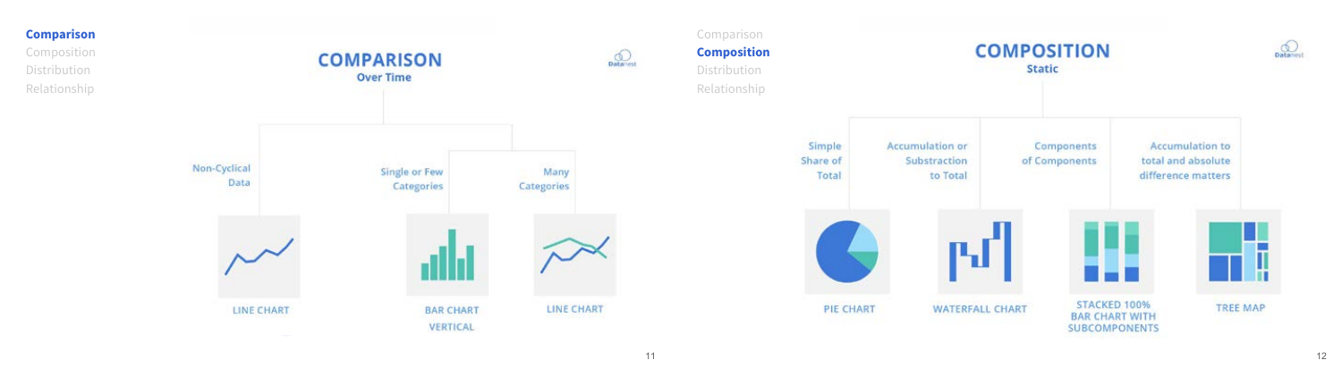**Comparison**
Composition
Distribution
Relationship

## COMPARISON
### Over Time

- Non-Cyclical Data
  - LINE CHART
- Single or Few Categories
  - BAR CHART VERTICAL
- Many Categories
  - LINE CHART

Comparison
**Composition**
Distribution
Relationship

## COMPOSITION
### Static

- Simple Share of Total
  - PIE CHART
- Accumulation or Substraction to Total
  - WATERFALL CHART
- Components of Components
  - STACKED 100% BAR CHART WITH SUBCOMPONENTS
- Accumulation to total and absolute difference matters
  - TREE MAP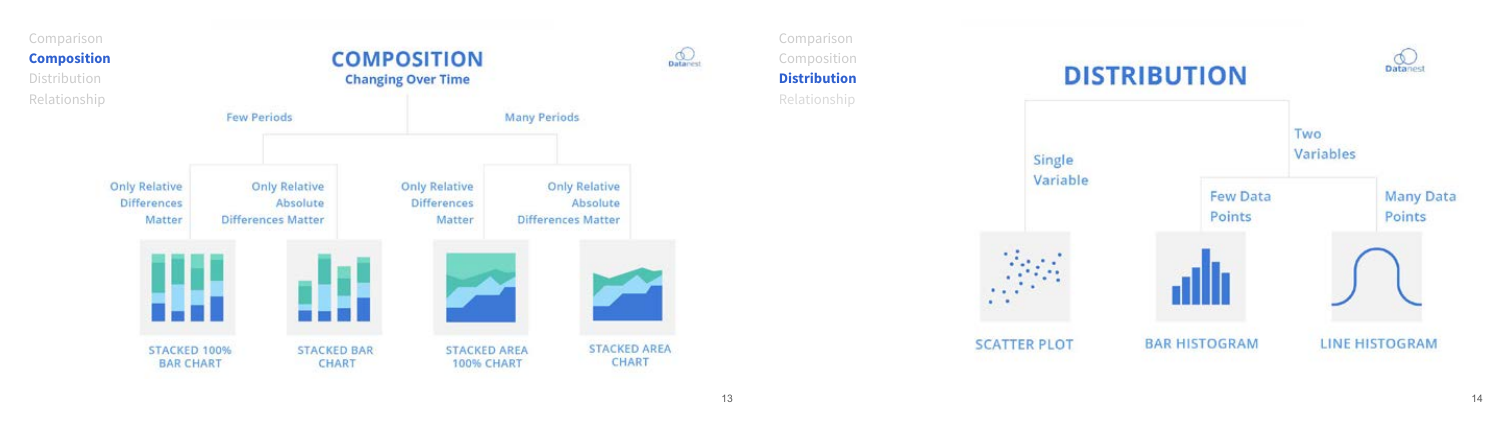Comparison
**Composition**
Distribution
Relationship

# COMPOSITION

## Changing Over Time

- **Few Periods**
  - Only Relative Differences Matter — STACKED 100% BAR CHART
  - Only Relative Absolute Differences Matter — STACKED BAR CHART
- **Many Periods**
  - Only Relative Differences Matter — STACKED AREA 100% CHART
  - Only Relative Absolute Differences Matter — STACKED AREA CHART

Comparison
Composition
**Distribution**
Relationship

# DISTRIBUTION

- **Single Variable** — SCATTER PLOT
- **Two Variables**
  - Few Data Points — BAR HISTOGRAM
  - Many Data Points — LINE HISTOGRAM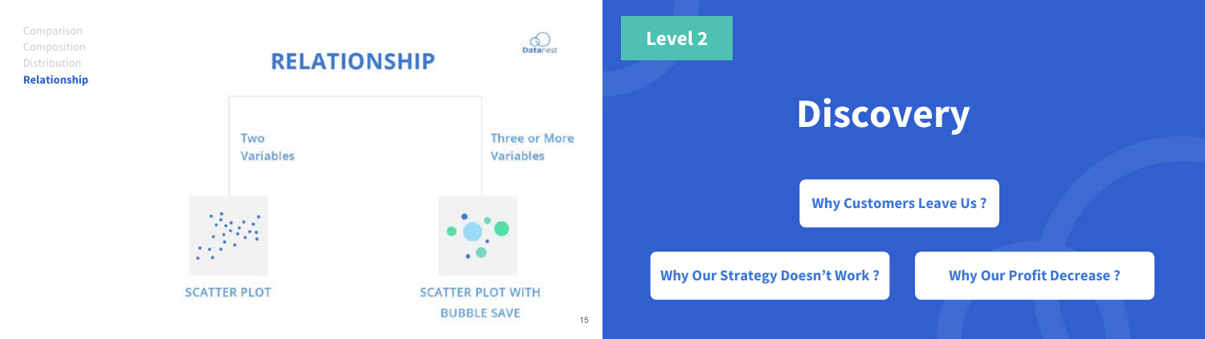Comparison
Composition
Distribution
**Relationship**

## RELATIONSHIP

Two Variables

Three or More Variables

SCATTER PLOT

SCATTER PLOT WITH BUBBLE SAVE

Level 2

# Discovery

**Why Customers Leave Us ?**

**Why Our Strategy Doesn't Work ?**

**Why Our Profit Decrease ?**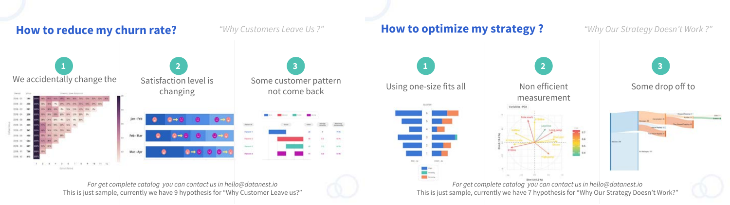## How to reduce my churn rate?

*"Why Customers Leave Us ?"*

1. We accidentally change the
2. Satisfaction level is changing
3. Some customer pattern not come back

*For get complete catalog you can contact us in hello@datanest.io*

This is just sample, currently we have 9 hypothesis for "Why Customer Leave us?"

## How to optimize my strategy ?

*"Why Our Strategy Doesn't Work ?"*

1. Using one-size fits all
2. Non efficient measurement
3. Some drop off to

*For get complete catalog you can contact us in hello@datanest.io*

This is just sample, currently we have 7 hypothesis for "Why Our Strategy Doesn't Work?"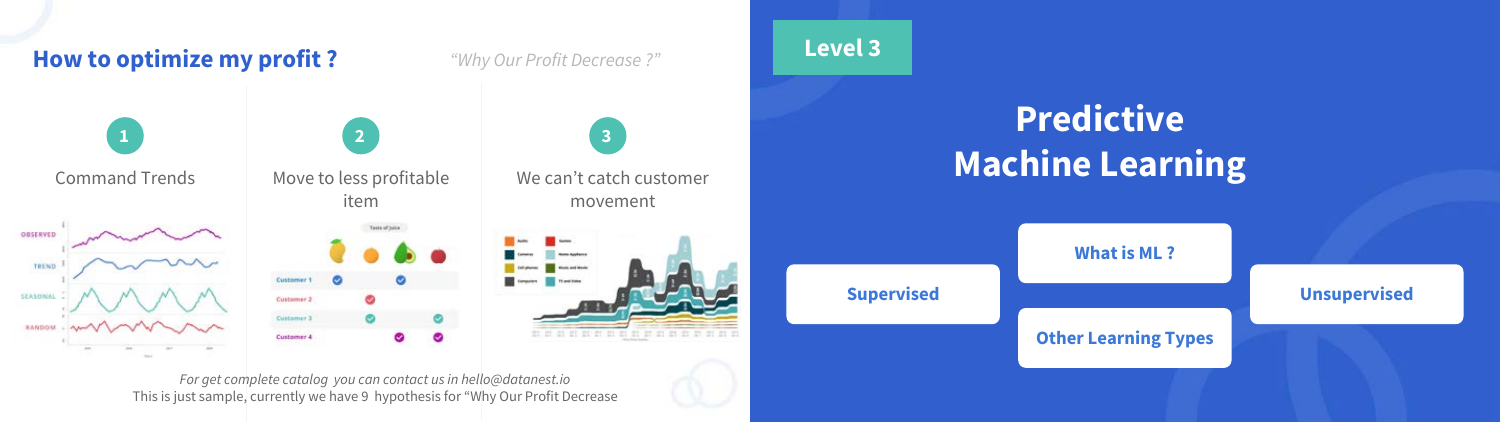## How to optimize my profit ?

*"Why Our Profit Decrease ?"*

**1** Command Trends

**2** Move to less profitable item

**3** We can't catch customer movement

*For get complete catalog you can contact us in hello@datanest.io*
This is just sample, currently we have 9 hypothesis for "Why Our Profit Decrease

**Level 3**

# Predictive Machine Learning

- **What is ML ?**
- **Supervised**
- **Unsupervised**
- **Other Learning Types**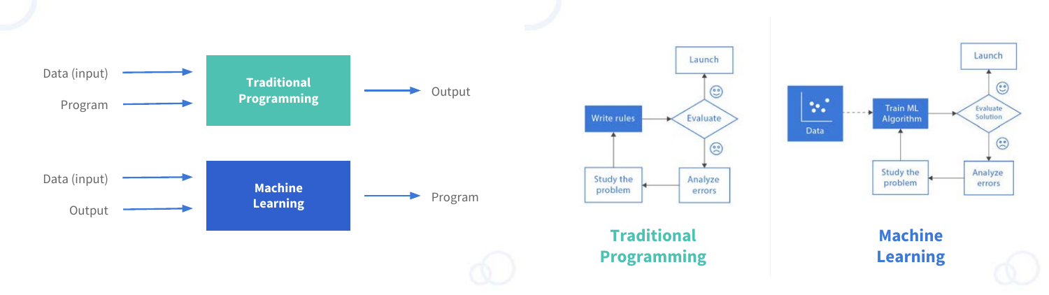Data (input)
Program

**Traditional Programming**

Output

Data (input)
Output

**Machine Learning**

Program

Write rules
Evaluate
Launch
Analyze errors
Study the problem

**Traditional Programming**

Data
Train ML Algorithm
Evaluate Solution
Launch
Analyze errors
Study the problem

**Machine Learning**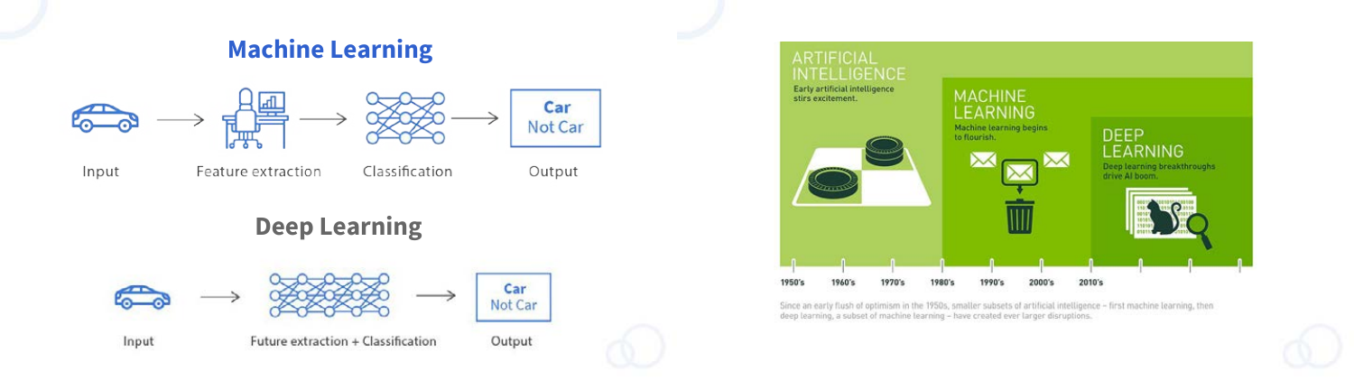## Machine Learning

Input → Feature extraction → Classification → Output

Car
Not Car

## Deep Learning

Input → Future extraction + Classification → Output

Car
Not Car

ARTIFICIAL INTELLIGENCE
Early artificial intelligence stirs excitement.

MACHINE LEARNING
Machine learning begins to flourish.

DEEP LEARNING
Deep learning breakthroughs drive AI boom.

1950's 1960's 1970's 1980's 1990's 2000's 2010's

Since an early flush of optimism in the 1950s, smaller subsets of artificial intelligence – first machine learning, then deep learning, a subset of machine learning – have created ever larger disruptions.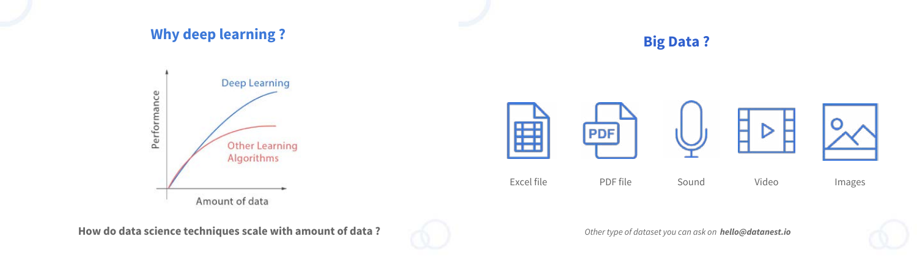## Why deep learning ?

How do data science techniques scale with amount of data ?

## Big Data ?

Excel file

PDF file

Sound

Video

Images

*Other type of dataset you can ask on* ***hello@datanest.io***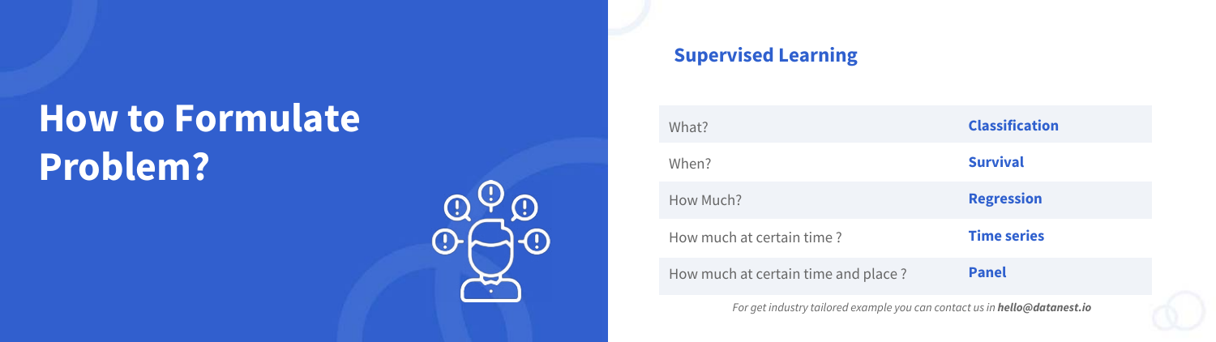# How to Formulate Problem?

## Supervised Learning

| | |
|---|---|
| What? | **Classification** |
| When? | **Survival** |
| How Much? | **Regression** |
| How much at certain time ? | **Time series** |
| How much at certain time and place ? | **Panel** |

*For get industry tailored example you can contact us in **hello@datanest.io***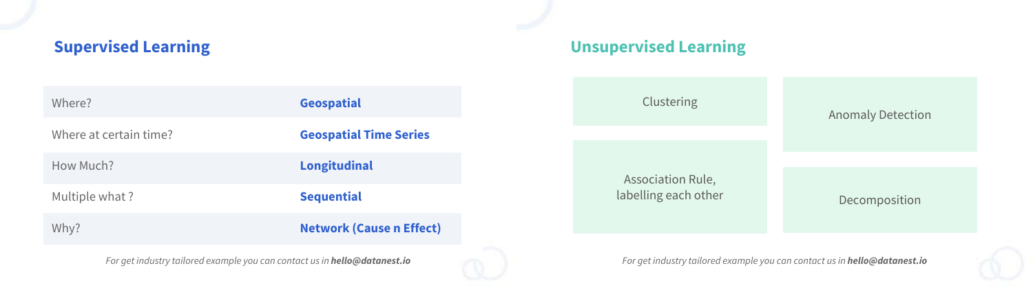## Supervised Learning

| | |
|---|---|
| Where? | **Geospatial** |
| Where at certain time? | **Geospatial Time Series** |
| How Much? | **Longitudinal** |
| Multiple what ? | **Sequential** |
| Why? | **Network (Cause n Effect)** |

*For get industry tailored example you can contact us in **hello@datanest.io***

## Unsupervised Learning

- Clustering
- Anomaly Detection
- Association Rule, labelling each other
- Decomposition

*For get industry tailored example you can contact us in **hello@datanest.io***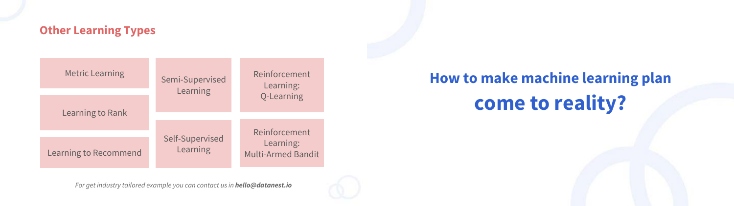## Other Learning Types

- Metric Learning
- Learning to Rank
- Learning to Recommend
- Semi-Supervised Learning
- Self-Supervised Learning
- Reinforcement Learning: Q-Learning
- Reinforcement Learning: Multi-Armed Bandit

*For get industry tailored example you can contact us in **hello@datanest.io***

# How to make machine learning plan come to reality?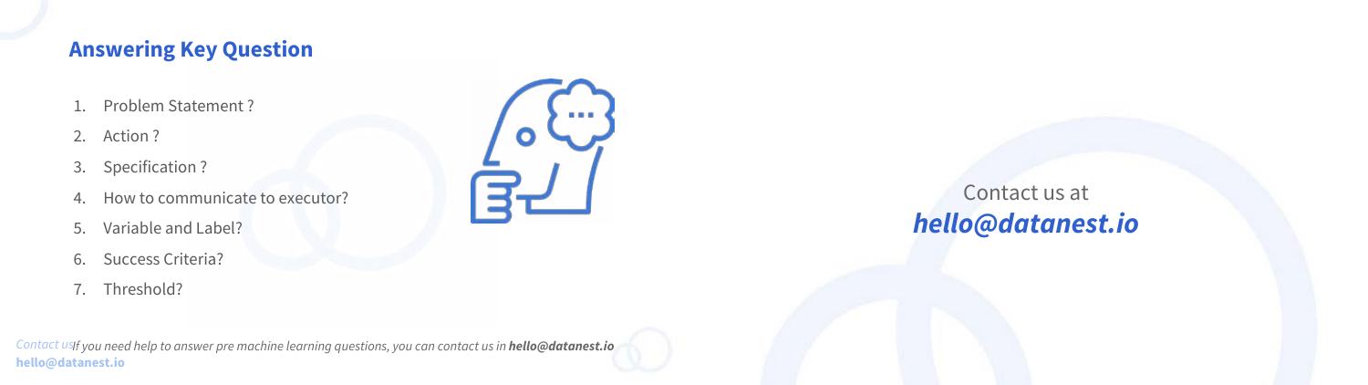## Answering Key Question

1. Problem Statement ?
2. Action ?
3. Specification ?
4. How to communicate to executor?
5. Variable and Label?
6. Success Criteria?
7. Threshold?

Contact us at
***hello@datanest.io***

*If you need help to answer pre machine learning questions, you can contact us in **hello@datanest.io***